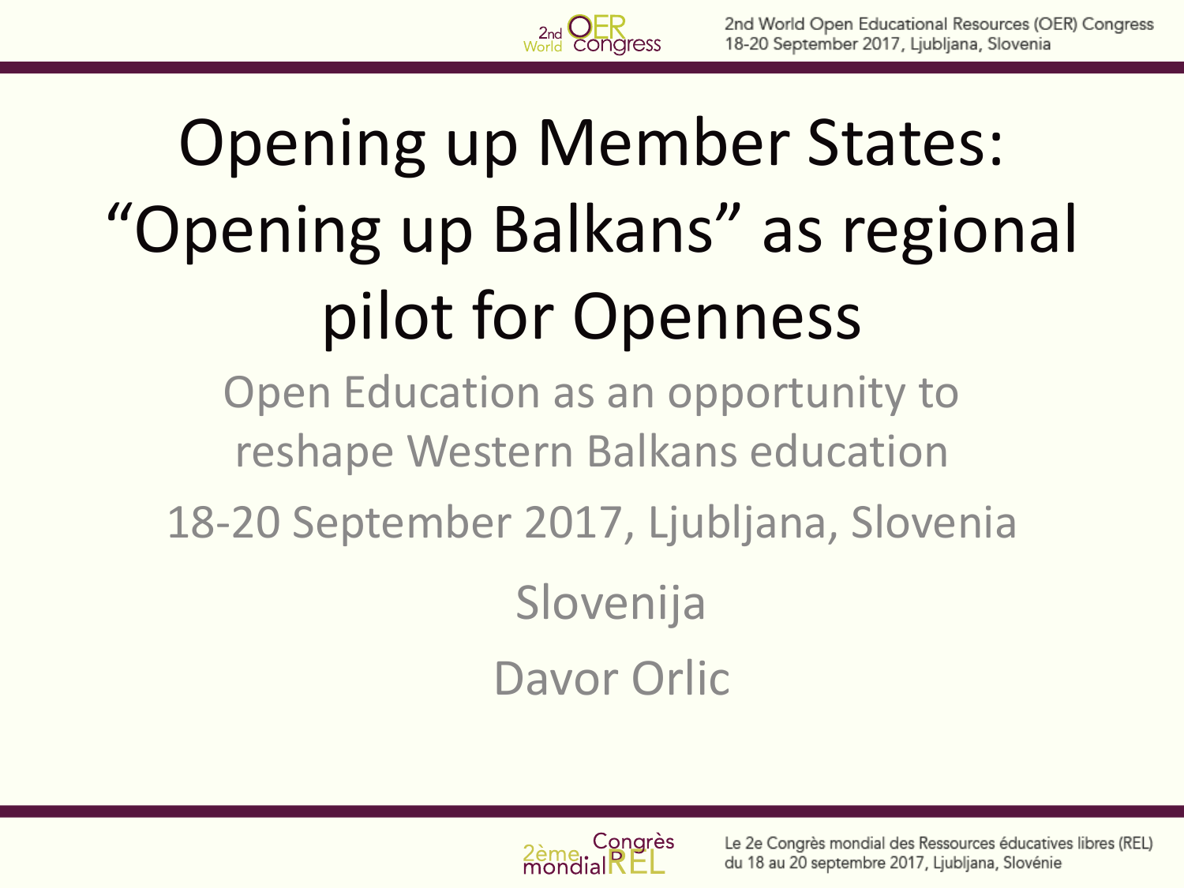# Opening up Member States: "Opening up Balkans" as regional pilot for Openness

Open Education as an opportunity to reshape Western Balkans education

18-20 September 2017, Ljubljana, Slovenia

Slovenija

Davor Orlic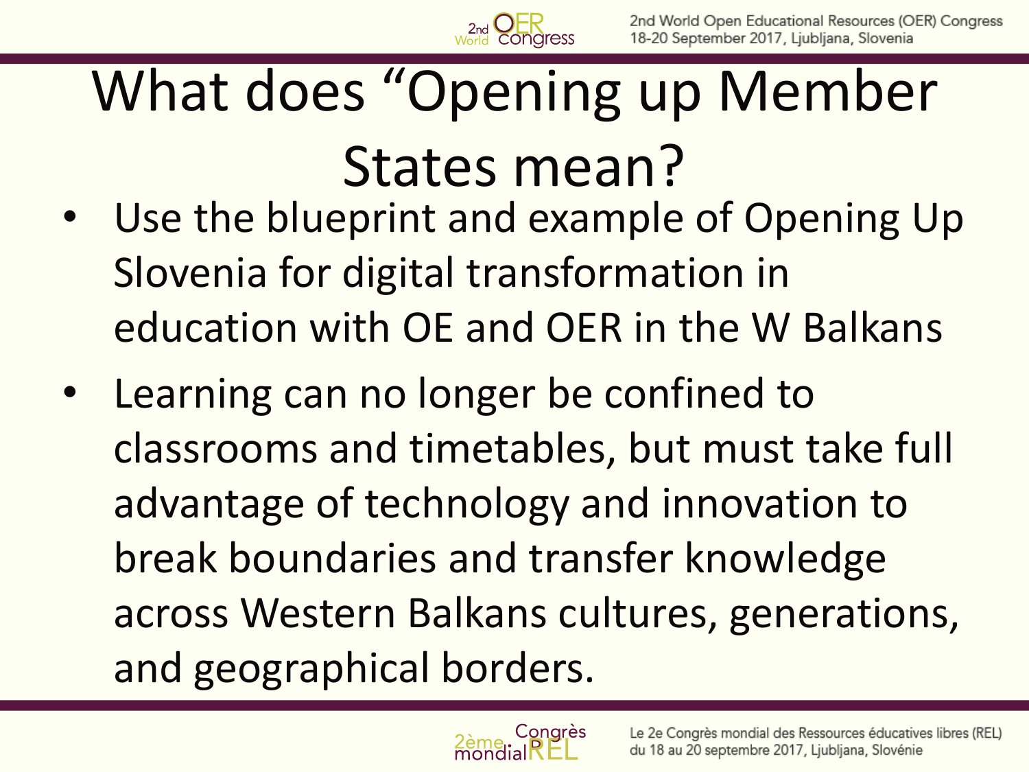# What does “Opening up Member States mean?

- Use the blueprint and example of Opening Up Slovenia for digital transformation in education with OE and OER in the W Balkans
- Learning can no longer be confined to classrooms and timetables, but must take full advantage of technology and innovation to break boundaries and transfer knowledge across Western Balkans cultures, generations, and geographical borders.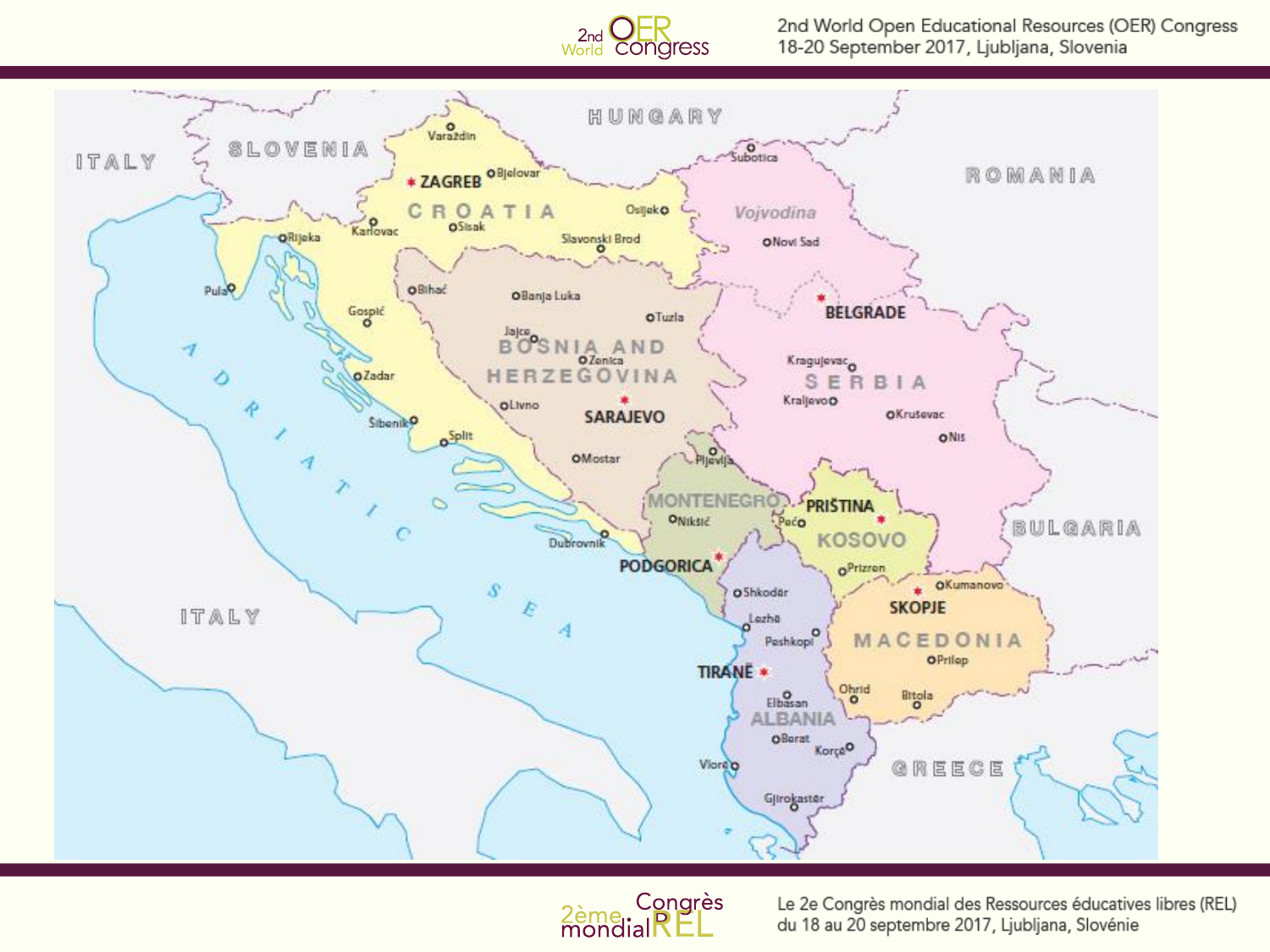HUNGARY

SLOVENIA

ITALY

ROMANIA

CROATIA

- ZAGREB
- Varaždin
- Bjelovar
- Osijek
- Sisak
- Karlovac
- Slavonski Brod
- Rijeka
- Pula
- Gospić
- Zadar
- Šibenik
- Split
- Dubrovnik

Vojvodina

- Subotica
- Novi Sad

BOSNIA AND HERZEGOVINA

- SARAJEVO
- Bihać
- Banja Luka
- Tuzla
- Jajce
- Zenica
- Livno
- Mostar

SERBIA

- BELGRADE
- Kragujevac
- Kraljevo
- Kruševac
- Niš

MONTENEGRO

- PODGORICA
- Pljevlja
- Nikšić

KOSOVO

- PRIŠTINA
- Peć
- Prizren

MACEDONIA

- SKOPJE
- Kumanovo
- Prilep
- Ohrid
- Bitola

ALBANIA

- TIRANË
- Shkodër
- Lezha
- Peshkopi
- Elbasan
- Berat
- Korçë
- Vlorë
- Gjirokastër

ADRIATIC SEA

ITALY

BULGARIA

GREECE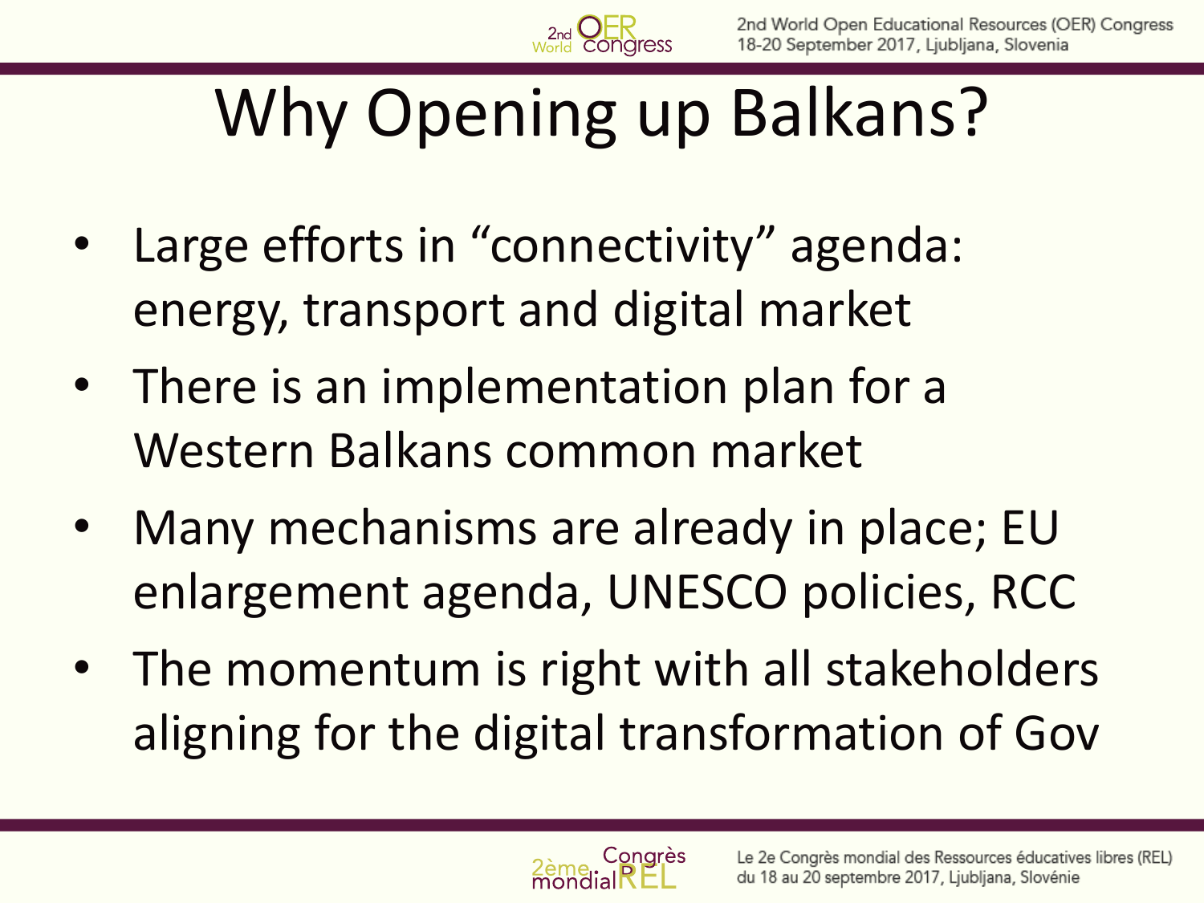# Why Opening up Balkans?

- Large efforts in “connectivity” agenda: energy, transport and digital market
- There is an implementation plan for a Western Balkans common market
- Many mechanisms are already in place; EU enlargement agenda, UNESCO policies, RCC
- The momentum is right with all stakeholders aligning for the digital transformation of Gov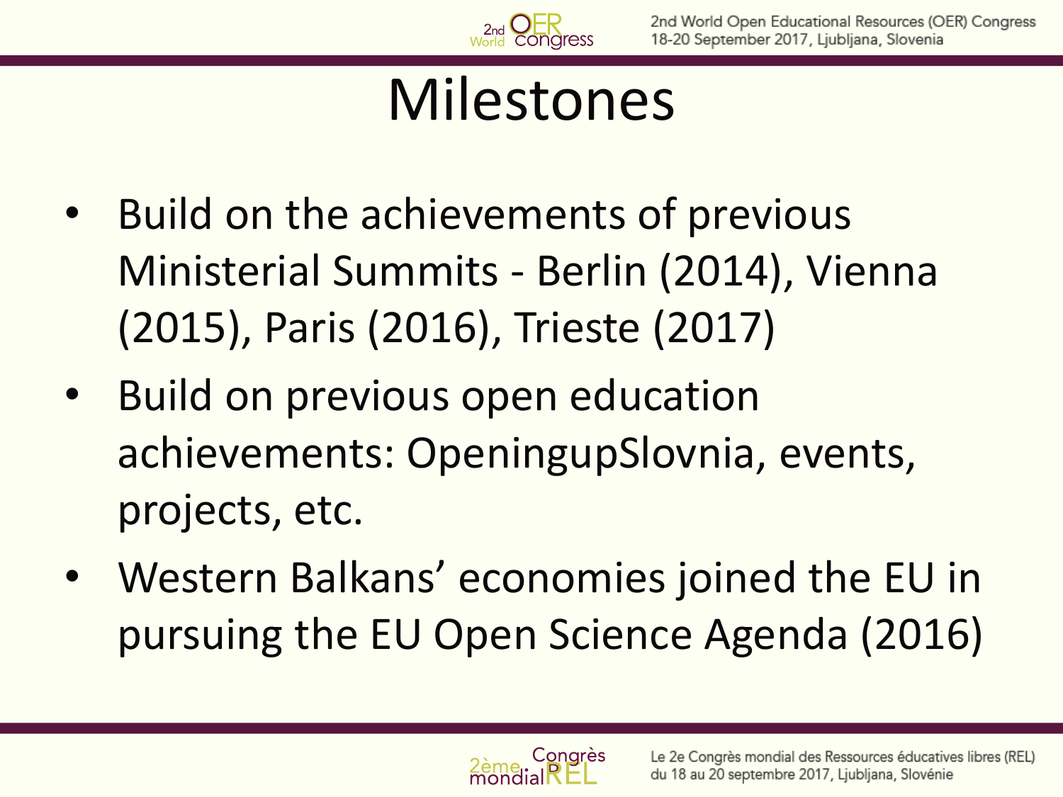# Milestones

- Build on the achievements of previous Ministerial Summits - Berlin (2014), Vienna (2015), Paris (2016), Trieste (2017)
- Build on previous open education achievements: OpeningupSlovnia, events, projects, etc.
- Western Balkans' economies joined the EU in pursuing the EU Open Science Agenda (2016)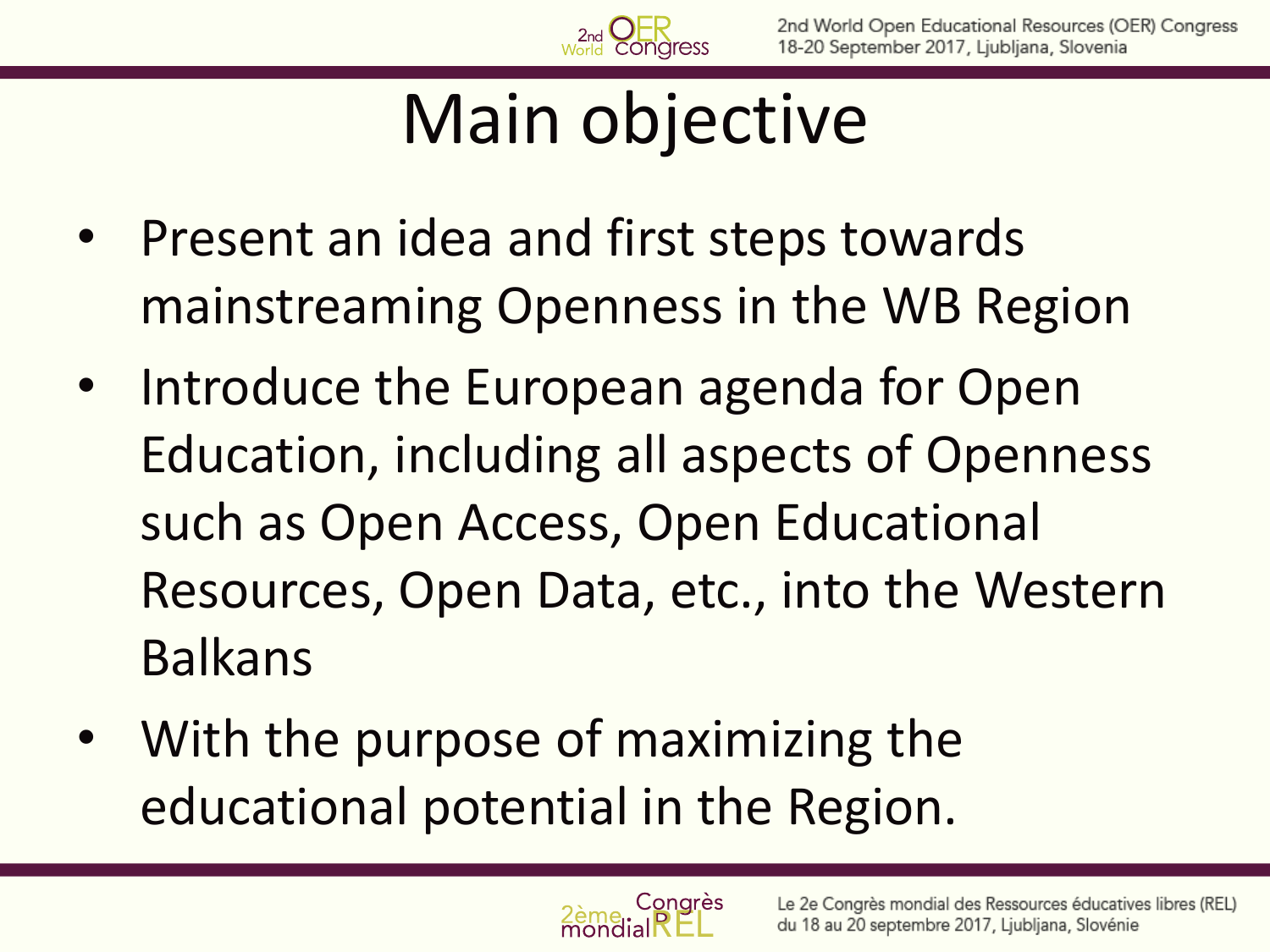# Main objective

- Present an idea and first steps towards mainstreaming Openness in the WB Region
- Introduce the European agenda for Open Education, including all aspects of Openness such as Open Access, Open Educational Resources, Open Data, etc., into the Western Balkans
- With the purpose of maximizing the educational potential in the Region.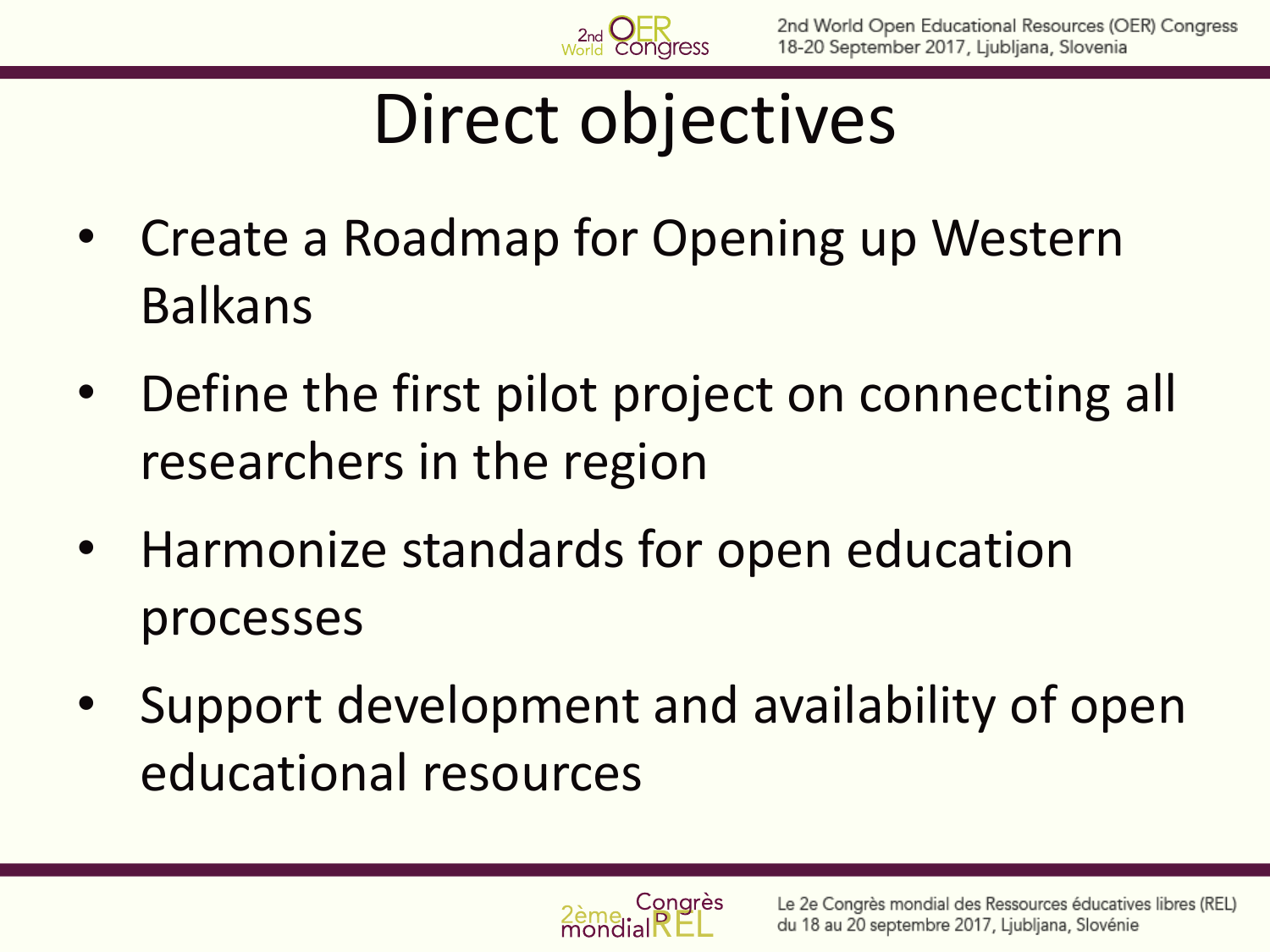# Direct objectives

- Create a Roadmap for Opening up Western Balkans
- Define the first pilot project on connecting all researchers in the region
- Harmonize standards for open education processes
- Support development and availability of open educational resources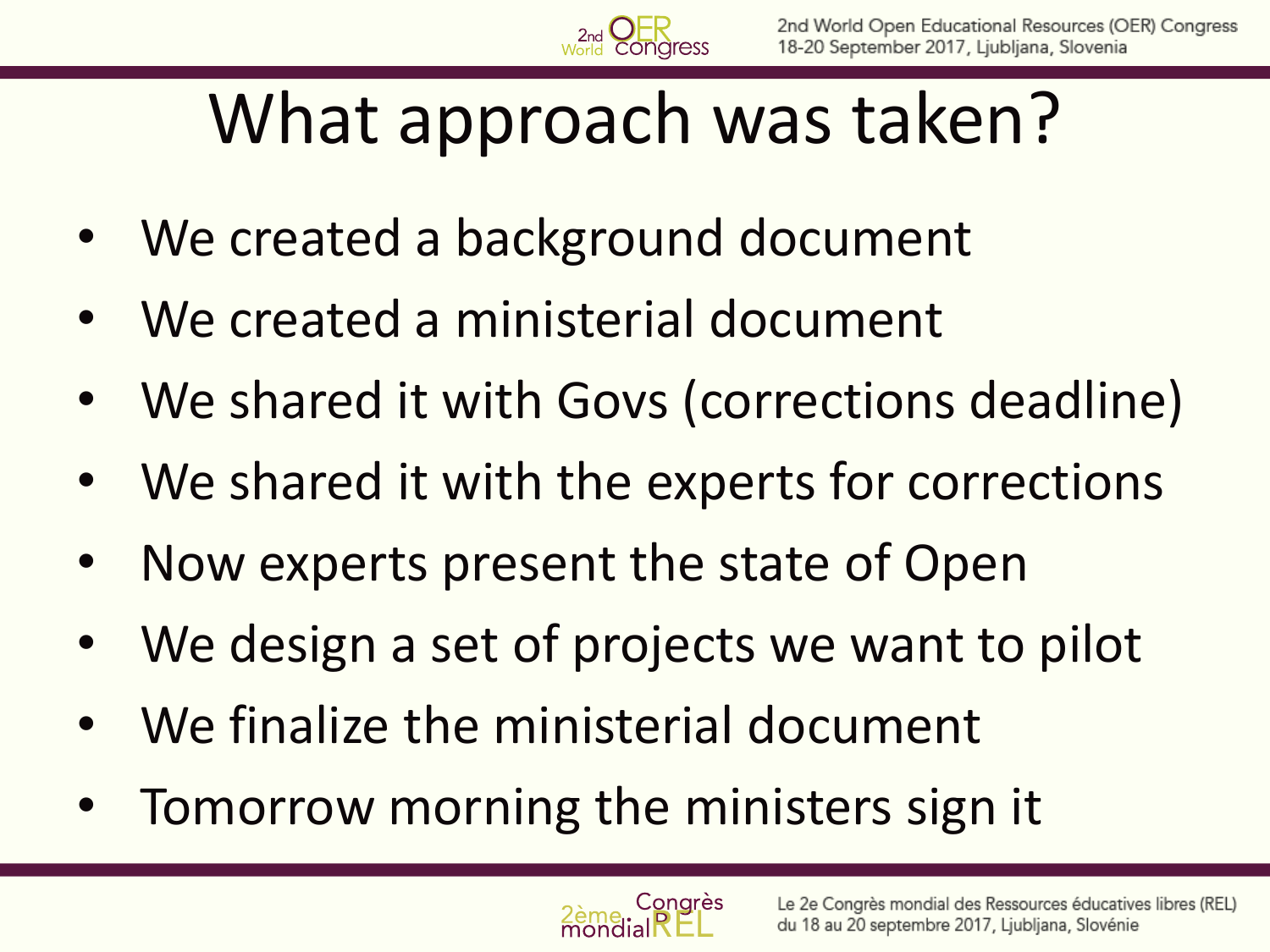# What approach was taken?

- We created a background document
- We created a ministerial document
- We shared it with Govs (corrections deadline)
- We shared it with the experts for corrections
- Now experts present the state of Open
- We design a set of projects we want to pilot
- We finalize the ministerial document
- Tomorrow morning the ministers sign it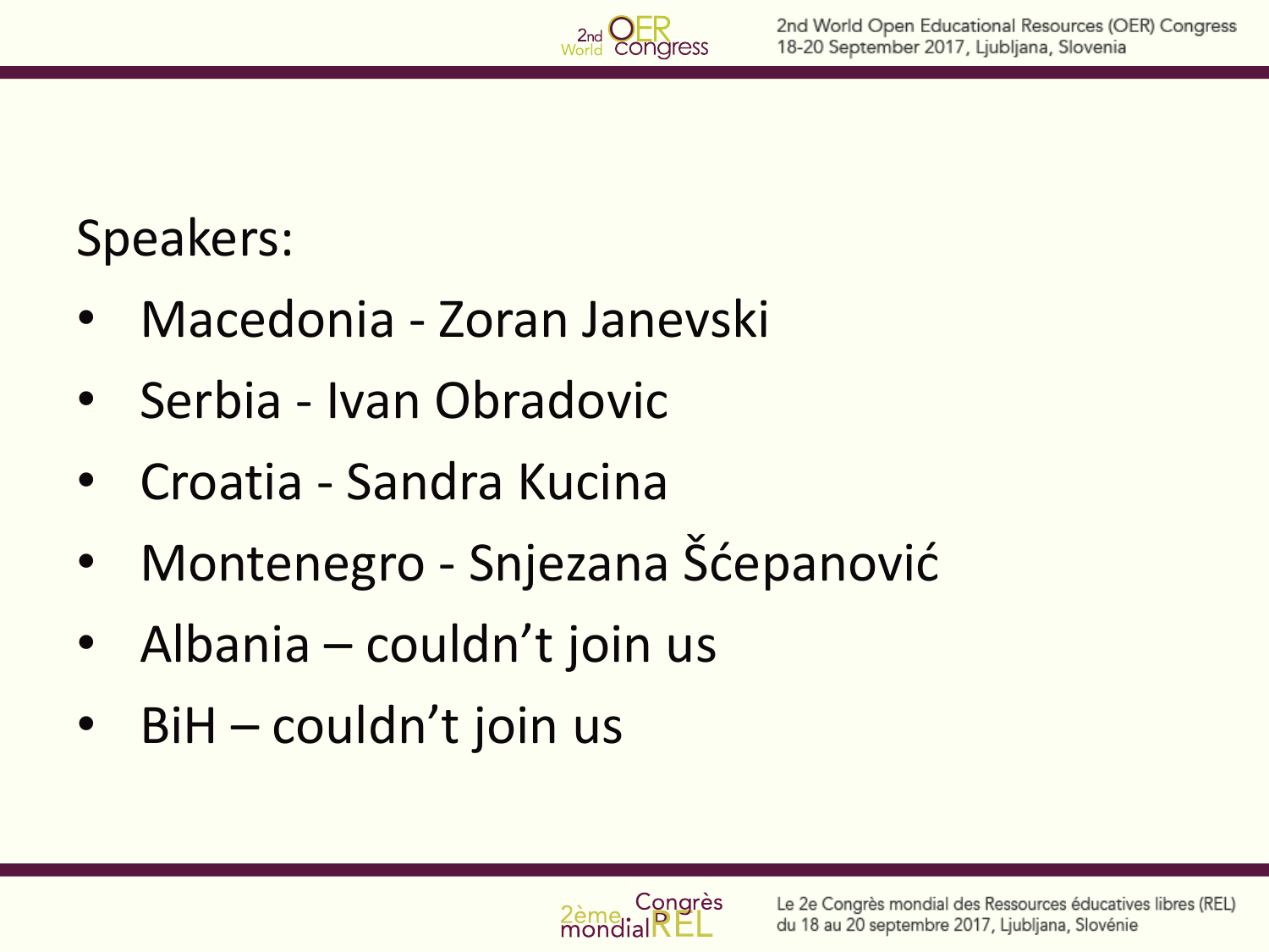Speakers:

- Macedonia - Zoran Janevski
- Serbia - Ivan Obradovic
- Croatia - Sandra Kucina
- Montenegro - Snjezana Šćepanović
- Albania – couldn't join us
- BiH – couldn't join us